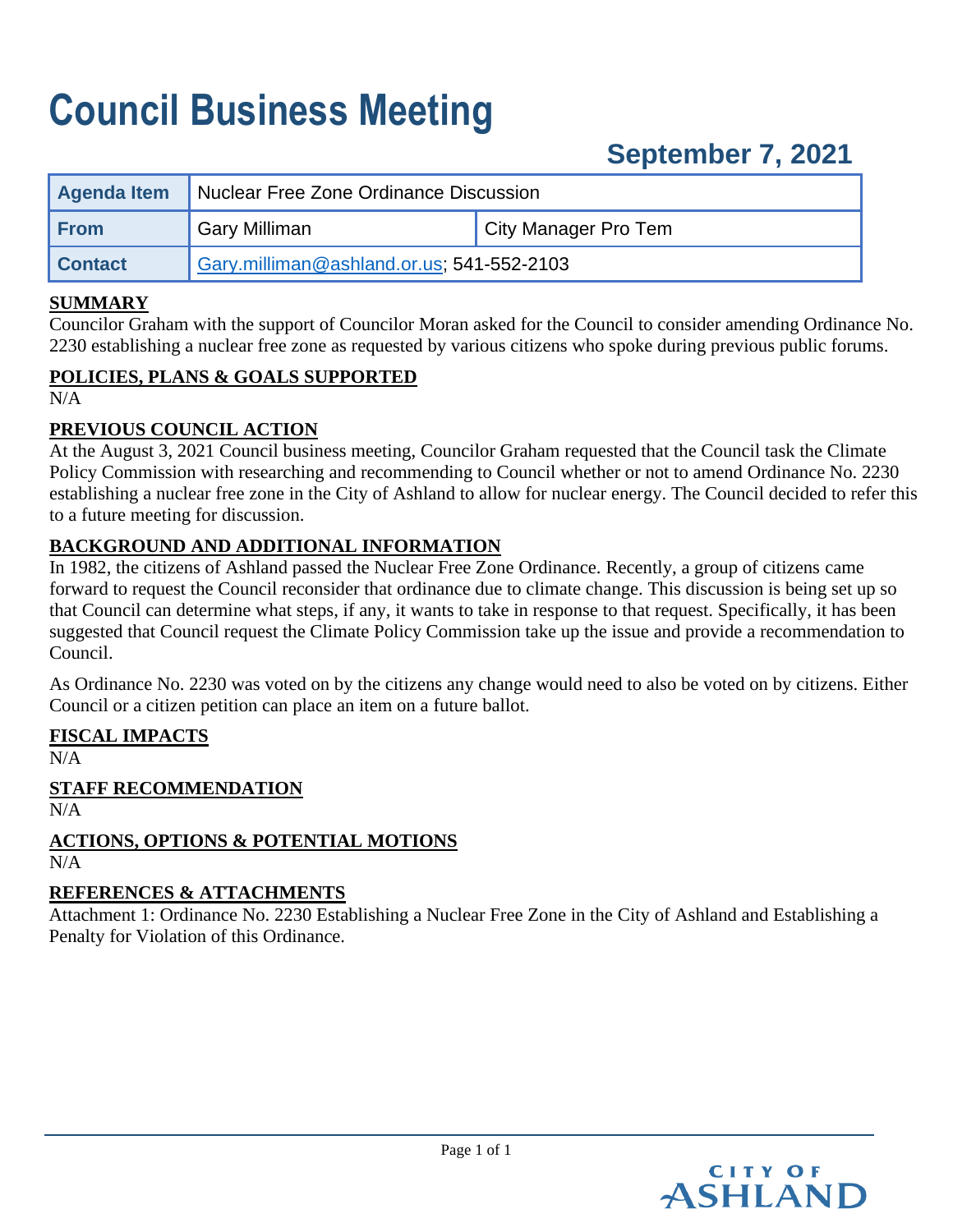# Council Business Meeting

## September 7, 2021

| Agenda Item | Nuclear Free Zone Ordinance Discussion | |
|---|---|---|
| From | Gary Milliman | City Manager Pro Tem |
| Contact | Gary.milliman@ashland.or.us; 541-552-2103 | |

**SUMMARY**

Councilor Graham with the support of Councilor Moran asked for the Council to consider amending Ordinance No. 2230 establishing a nuclear free zone as requested by various citizens who spoke during previous public forums.

**POLICIES, PLANS & GOALS SUPPORTED**

N/A

**PREVIOUS COUNCIL ACTION**

At the August 3, 2021 Council business meeting, Councilor Graham requested that the Council task the Climate Policy Commission with researching and recommending to Council whether or not to amend Ordinance No. 2230 establishing a nuclear free zone in the City of Ashland to allow for nuclear energy. The Council decided to refer this to a future meeting for discussion.

**BACKGROUND AND ADDITIONAL INFORMATION**

In 1982, the citizens of Ashland passed the Nuclear Free Zone Ordinance. Recently, a group of citizens came forward to request the Council reconsider that ordinance due to climate change. This discussion is being set up so that Council can determine what steps, if any, it wants to take in response to that request. Specifically, it has been suggested that Council request the Climate Policy Commission take up the issue and provide a recommendation to Council.

As Ordinance No. 2230 was voted on by the citizens any change would need to also be voted on by citizens. Either Council or a citizen petition can place an item on a future ballot.

**FISCAL IMPACTS**

N/A

**STAFF RECOMMENDATION**

N/A

**ACTIONS, OPTIONS & POTENTIAL MOTIONS**

N/A

**REFERENCES & ATTACHMENTS**

Attachment 1: Ordinance No. 2230 Establishing a Nuclear Free Zone in the City of Ashland and Establishing a Penalty for Violation of this Ordinance.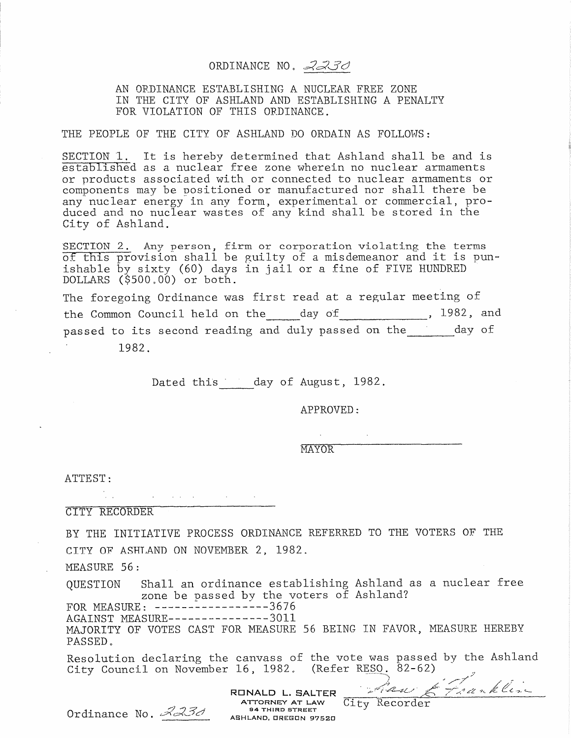# ORDINANCE NO. 2230

AN ORDINANCE ESTABLISHING A NUCLEAR FREE ZONE IN THE CITY OF ASHLAND AND ESTABLISHING A PENALTY FOR VIOLATION OF THIS ORDINANCE.

THE PEOPLE OF THE CITY OF ASHLAND DO ORDAIN AS FOLLOWS:

SECTION 1. It is hereby determined that Ashland shall be and is established as a nuclear free zone wherein no nuclear armaments or products associated with or connected to nuclear armaments or components may be positioned or manufactured nor shall there be any nuclear energy in any form, experimental or commercial, produced and no nuclear wastes of any kind shall be stored in the City of Ashland.

SECTION 2. Any person, firm or corporation violating the terms of this provision shall be guilty of a misdemeanor and it is punishable by sixty (60) days in jail or a fine of FIVE HUNDRED DOLLARS ($500.00) or both.

The foregoing Ordinance was first read at a regular meeting of the Common Council held on the _____ day of ____________, 1982, and passed to its second reading and duly passed on the _______ day of 1982.

Dated this _____ day of August, 1982.

APPROVED:

______________________
MAYOR

ATTEST:

______________________
CITY RECORDER

BY THE INITIATIVE PROCESS ORDINANCE REFERRED TO THE VOTERS OF THE CITY OF ASHLAND ON NOVEMBER 2, 1982.

MEASURE 56:

QUESTION Shall an ordinance establishing Ashland as a nuclear free zone be passed by the voters of Ashland?

FOR MEASURE: ----------------3676
AGAINST MEASURE---------------3011

MAJORITY OF VOTES CAST FOR MEASURE 56 BEING IN FAVOR, MEASURE HEREBY PASSED.

Resolution declaring the canvass of the vote was passed by the Ashland City Council on November 16, 1982. (Refer RESO. 82-62)

Nan E. Franklin
City Recorder

RONALD L. SALTER
ATTORNEY AT LAW
94 THIRD STREET
ASHLAND, OREGON 97520

Ordinance No. 2230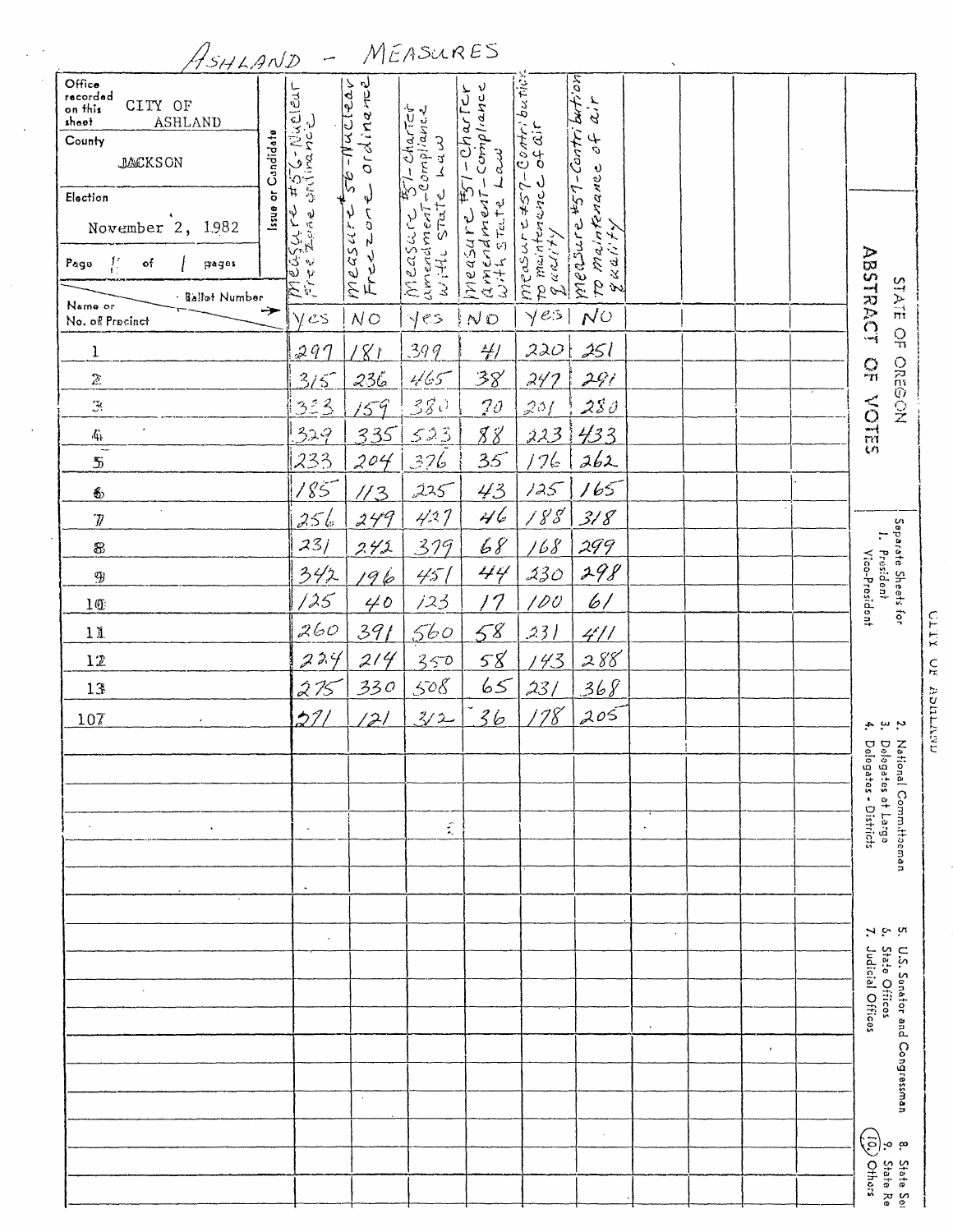ASHLAND - MEASURES

Office recorded on this sheet: CITY OF ASHLAND

County: JACKSON

Election: November 2, 1982

Page 1 of 1 pages

| Name or No. of Precinct | Measure #56-Nuclear Free Zone ordinance | Measure #56-Nuclear Freezone ordinance | Measure #57-Charter amendment-Compliance with State Law | Measure #57-Charter amendment-Compliance with State Law | Measure #57-Contribution to maintenance of air quality | Measure #57-Contribution to maintenance of air quality |
|---|---|---|---|---|---|---|
| Ballot Number | Yes | NO | Yes | NO | Yes | NO |
| 1 | 297 | 181 | 399 | 41 | 220 | 251 |
| 2 | 315 | 236 | 465 | 38 | 247 | 291 |
| 3 | 323 | 159 | 380 | 70 | 201 | 280 |
| 4 | 329 | 335 | 523 | 88 | 223 | 433 |
| 5 | 233 | 204 | 376 | 35 | 176 | 262 |
| 6 | 185 | 113 | 225 | 43 | 125 | 165 |
| 7 | 256 | 249 | 427 | 46 | 188 | 318 |
| 8 | 231 | 242 | 379 | 68 | 168 | 299 |
| 9 | 342 | 196 | 451 | 44 | 230 | 298 |
| 10 | 125 | 40 | 123 | 17 | 100 | 61 |
| 11 | 260 | 391 | 560 | 58 | 231 | 411 |
| 12 | 224 | 214 | 350 | 58 | 143 | 288 |
| 13 | 275 | 330 | 508 | 65 | 231 | 368 |
| 107 | 271 | 121 | 312 | 36 | 178 | 205 |

STATE OF OREGON

ABSTRACT OF VOTES

CITY OF ASHLAND

Separate Sheets for
1. President Vice-President
2. National Committeeman
3. Delegates at Large
4. Delegates - Districts
5. U.S. Senator and Congressman
6. State Offices
7. Judicial Offices
8. State Se
9. State Re
10. Others